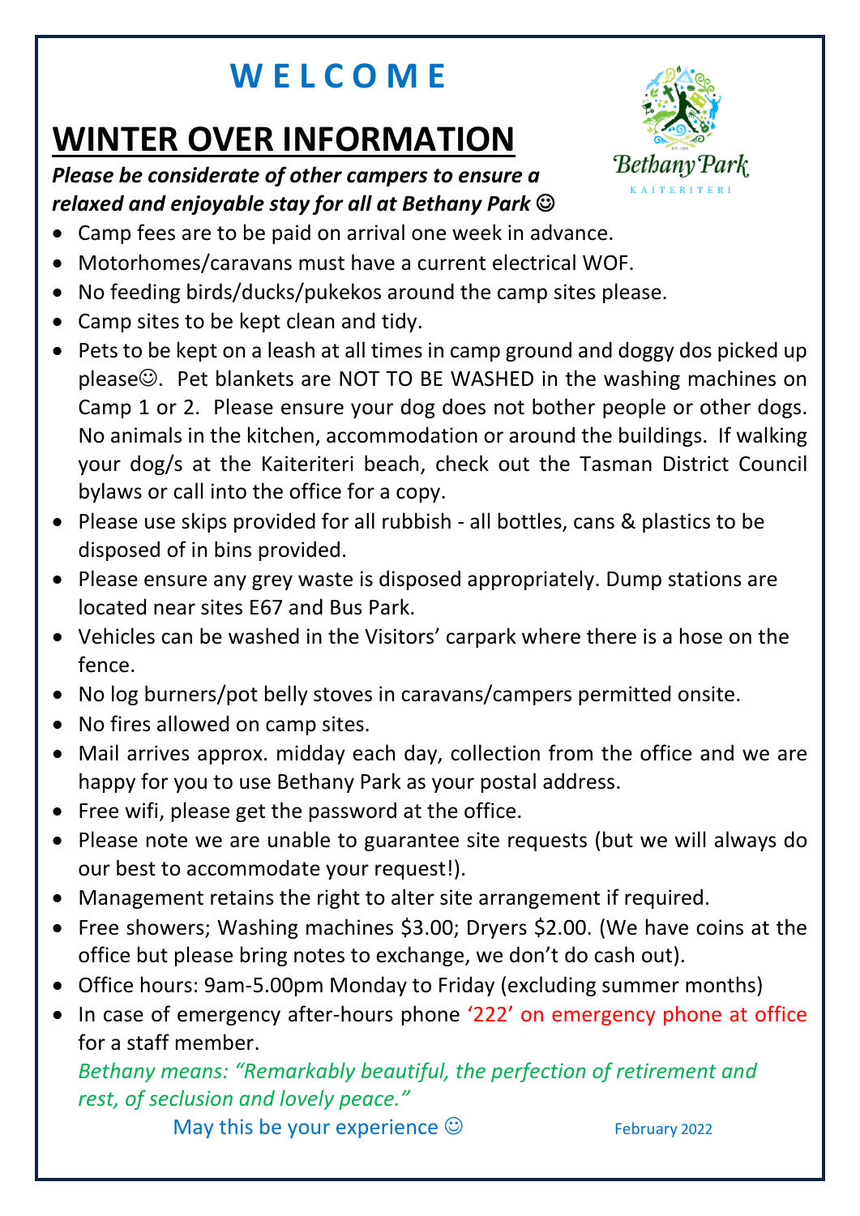# W E L C O M E

# WINTER OVER INFORMATION

***Please be considerate of other campers to ensure a relaxed and enjoyable stay for all at Bethany Park ☺***

- Camp fees are to be paid on arrival one week in advance.
- Motorhomes/caravans must have a current electrical WOF.
- No feeding birds/ducks/pukekos around the camp sites please.
- Camp sites to be kept clean and tidy.
- Pets to be kept on a leash at all times in camp ground and doggy dos picked up please☺. Pet blankets are NOT TO BE WASHED in the washing machines on Camp 1 or 2. Please ensure your dog does not bother people or other dogs. No animals in the kitchen, accommodation or around the buildings. If walking your dog/s at the Kaiteriteri beach, check out the Tasman District Council bylaws or call into the office for a copy.
- Please use skips provided for all rubbish - all bottles, cans & plastics to be disposed of in bins provided.
- Please ensure any grey waste is disposed appropriately. Dump stations are located near sites E67 and Bus Park.
- Vehicles can be washed in the Visitors' carpark where there is a hose on the fence.
- No log burners/pot belly stoves in caravans/campers permitted onsite.
- No fires allowed on camp sites.
- Mail arrives approx. midday each day, collection from the office and we are happy for you to use Bethany Park as your postal address.
- Free wifi, please get the password at the office.
- Please note we are unable to guarantee site requests (but we will always do our best to accommodate your request!).
- Management retains the right to alter site arrangement if required.
- Free showers; Washing machines $3.00; Dryers $2.00. (We have coins at the office but please bring notes to exchange, we don't do cash out).
- Office hours: 9am-5.00pm Monday to Friday (excluding summer months)
- In case of emergency after-hours phone '222' on emergency phone at office for a staff member.

*Bethany means: "Remarkably beautiful, the perfection of retirement and rest, of seclusion and lovely peace."*

May this be your experience ☺

February 2022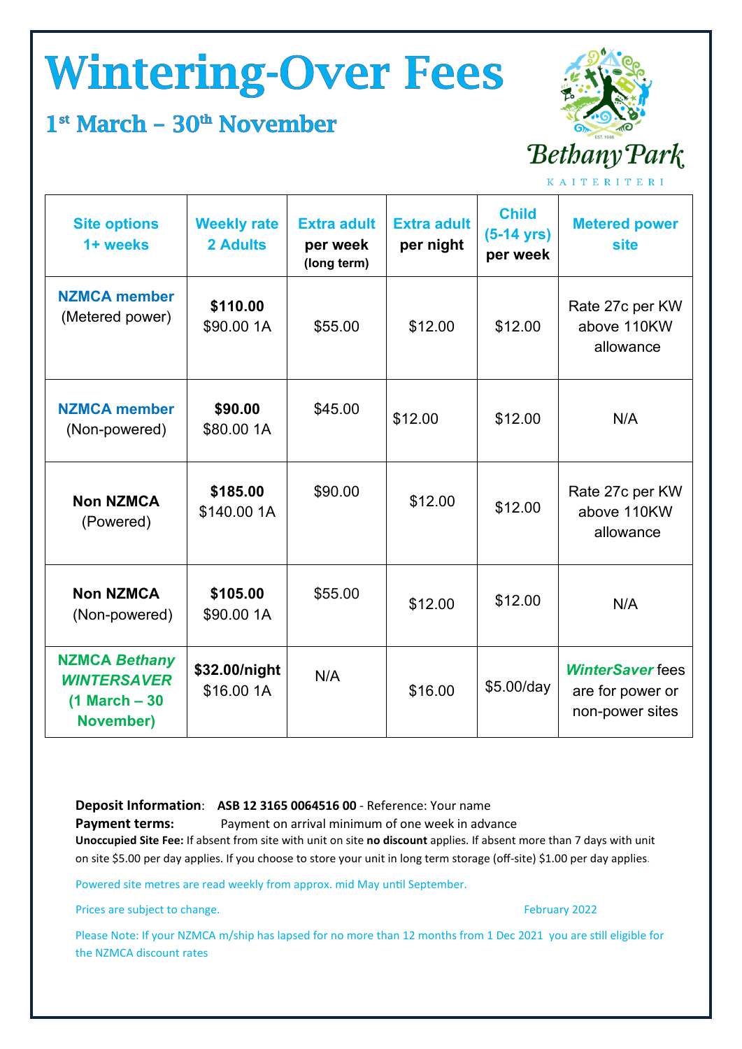# Wintering-Over Fees

## 1st March – 30th November

Bethany Park

KAITERITERI

| Site options 1+ weeks | Weekly rate 2 Adults | Extra adult per week (long term) | Extra adult per night | Child (5-14 yrs) per week | Metered power site |
|---|---|---|---|---|---|
| **NZMCA member** (Metered power) | **$110.00** $90.00 1A | $55.00 | $12.00 | $12.00 | Rate 27c per KW above 110KW allowance |
| **NZMCA member** (Non-powered) | **$90.00** $80.00 1A | $45.00 | $12.00 | $12.00 | N/A |
| **Non NZMCA** (Powered) | **$185.00** $140.00 1A | $90.00 | $12.00 | $12.00 | Rate 27c per KW above 110KW allowance |
| **Non NZMCA** (Non-powered) | **$105.00** $90.00 1A | $55.00 | $12.00 | $12.00 | N/A |
| **NZMCA *Bethany WINTERSAVER* (1 March – 30 November)** | **$32.00/night** $16.00 1A | N/A | $16.00 | $5.00/day | ***WinterSaver*** fees are for power or non-power sites |

**Deposit Information**: **ASB 12 3165 0064516 00** - Reference: Your name

**Payment terms:** Payment on arrival minimum of one week in advance

**Unoccupied Site Fee:** If absent from site with unit on site **no discount** applies. If absent more than 7 days with unit on site $5.00 per day applies. If you choose to store your unit in long term storage (off-site) $1.00 per day applies.

Powered site metres are read weekly from approx. mid May until September.

Prices are subject to change.

February 2022

Please Note: If your NZMCA m/ship has lapsed for no more than 12 months from 1 Dec 2021 you are still eligible for the NZMCA discount rates